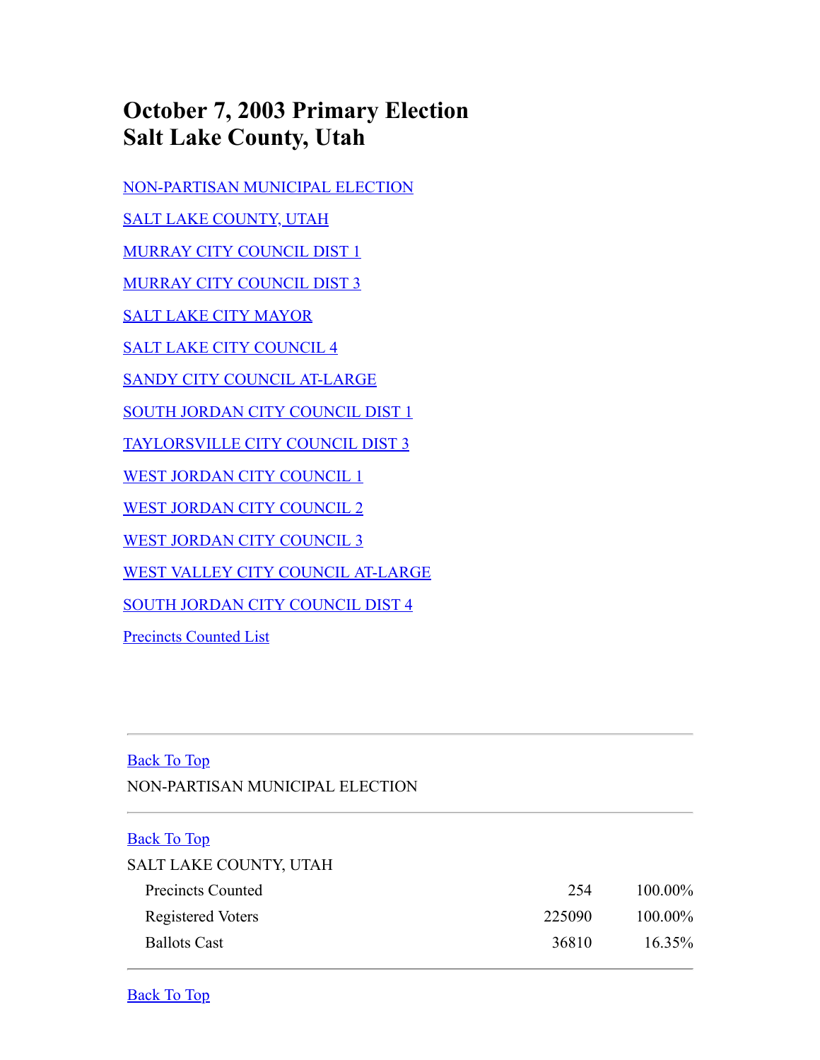# October 7, 2003 Primary Election
# Salt Lake County, Utah

[NON-PARTISAN MUNICIPAL ELECTION](#)

[SALT LAKE COUNTY, UTAH](#)

[MURRAY CITY COUNCIL DIST 1](#)

[MURRAY CITY COUNCIL DIST 3](#)

[SALT LAKE CITY MAYOR](#)

[SALT LAKE CITY COUNCIL 4](#)

[SANDY CITY COUNCIL AT-LARGE](#)

[SOUTH JORDAN CITY COUNCIL DIST 1](#)

[TAYLORSVILLE CITY COUNCIL DIST 3](#)

[WEST JORDAN CITY COUNCIL 1](#)

[WEST JORDAN CITY COUNCIL 2](#)

[WEST JORDAN CITY COUNCIL 3](#)

[WEST VALLEY CITY COUNCIL AT-LARGE](#)

[SOUTH JORDAN CITY COUNCIL DIST 4](#)

[Precincts Counted List](#)

---

[Back To Top](#)

NON-PARTISAN MUNICIPAL ELECTION

---

[Back To Top](#)

SALT LAKE COUNTY, UTAH

| | | |
|---|---|---|
| Precincts Counted | 254 | 100.00% |
| Registered Voters | 225090 | 100.00% |
| Ballots Cast | 36810 | 16.35% |

---

[Back To Top](#)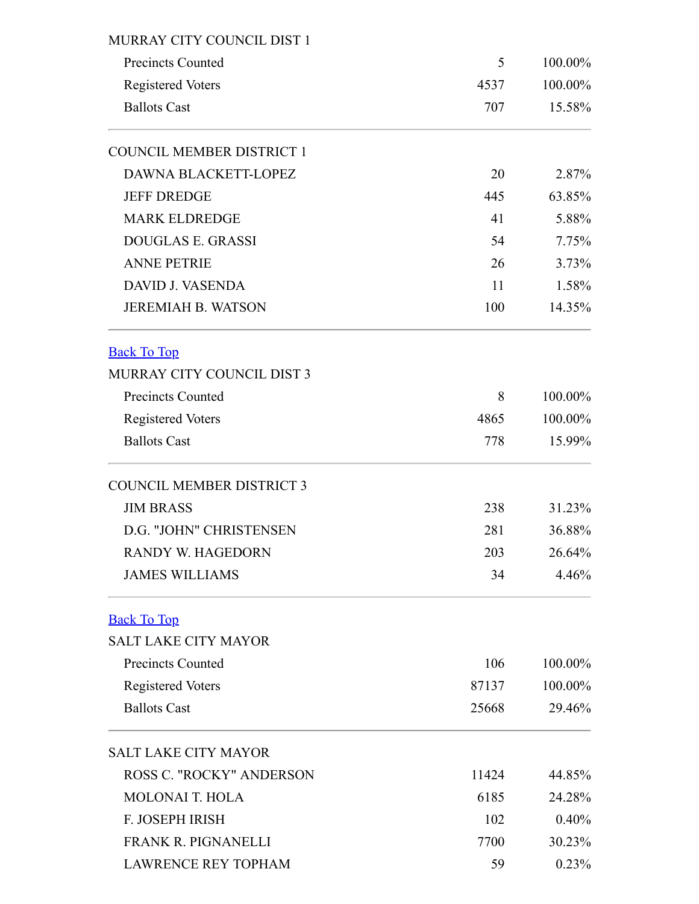MURRAY CITY COUNCIL DIST 1

| | | |
|---|---|---|
| Precincts Counted | 5 | 100.00% |
| Registered Voters | 4537 | 100.00% |
| Ballots Cast | 707 | 15.58% |

COUNCIL MEMBER DISTRICT 1

| | | |
|---|---|---|
| DAWNA BLACKETT-LOPEZ | 20 | 2.87% |
| JEFF DREDGE | 445 | 63.85% |
| MARK ELDREDGE | 41 | 5.88% |
| DOUGLAS E. GRASSI | 54 | 7.75% |
| ANNE PETRIE | 26 | 3.73% |
| DAVID J. VASENDA | 11 | 1.58% |
| JEREMIAH B. WATSON | 100 | 14.35% |

Back To Top

MURRAY CITY COUNCIL DIST 3

| | | |
|---|---|---|
| Precincts Counted | 8 | 100.00% |
| Registered Voters | 4865 | 100.00% |
| Ballots Cast | 778 | 15.99% |

COUNCIL MEMBER DISTRICT 3

| | | |
|---|---|---|
| JIM BRASS | 238 | 31.23% |
| D.G. "JOHN" CHRISTENSEN | 281 | 36.88% |
| RANDY W. HAGEDORN | 203 | 26.64% |
| JAMES WILLIAMS | 34 | 4.46% |

Back To Top

SALT LAKE CITY MAYOR

| | | |
|---|---|---|
| Precincts Counted | 106 | 100.00% |
| Registered Voters | 87137 | 100.00% |
| Ballots Cast | 25668 | 29.46% |

SALT LAKE CITY MAYOR

| | | |
|---|---|---|
| ROSS C. "ROCKY" ANDERSON | 11424 | 44.85% |
| MOLONAI T. HOLA | 6185 | 24.28% |
| F. JOSEPH IRISH | 102 | 0.40% |
| FRANK R. PIGNANELLI | 7700 | 30.23% |
| LAWRENCE REY TOPHAM | 59 | 0.23% |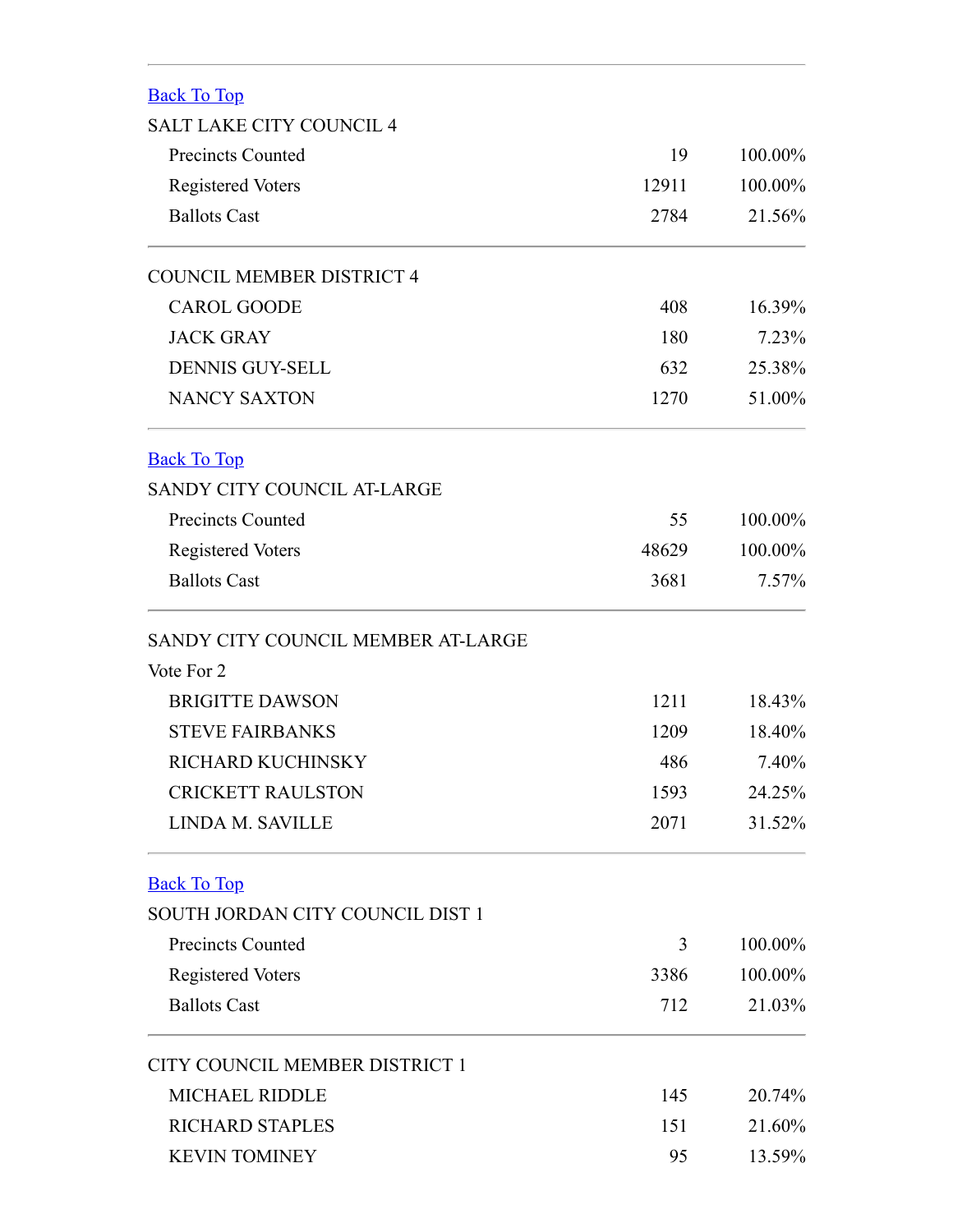[Back To Top]

SALT LAKE CITY COUNCIL 4

| | | |
|---|---|---|
| Precincts Counted | 19 | 100.00% |
| Registered Voters | 12911 | 100.00% |
| Ballots Cast | 2784 | 21.56% |

COUNCIL MEMBER DISTRICT 4

| | | |
|---|---|---|
| CAROL GOODE | 408 | 16.39% |
| JACK GRAY | 180 | 7.23% |
| DENNIS GUY-SELL | 632 | 25.38% |
| NANCY SAXTON | 1270 | 51.00% |

[Back To Top]

SANDY CITY COUNCIL AT-LARGE

| | | |
|---|---|---|
| Precincts Counted | 55 | 100.00% |
| Registered Voters | 48629 | 100.00% |
| Ballots Cast | 3681 | 7.57% |

SANDY CITY COUNCIL MEMBER AT-LARGE

Vote For 2

| | | |
|---|---|---|
| BRIGITTE DAWSON | 1211 | 18.43% |
| STEVE FAIRBANKS | 1209 | 18.40% |
| RICHARD KUCHINSKY | 486 | 7.40% |
| CRICKETT RAULSTON | 1593 | 24.25% |
| LINDA M. SAVILLE | 2071 | 31.52% |

[Back To Top]

SOUTH JORDAN CITY COUNCIL DIST 1

| | | |
|---|---|---|
| Precincts Counted | 3 | 100.00% |
| Registered Voters | 3386 | 100.00% |
| Ballots Cast | 712 | 21.03% |

CITY COUNCIL MEMBER DISTRICT 1

| | | |
|---|---|---|
| MICHAEL RIDDLE | 145 | 20.74% |
| RICHARD STAPLES | 151 | 21.60% |
| KEVIN TOMINEY | 95 | 13.59% |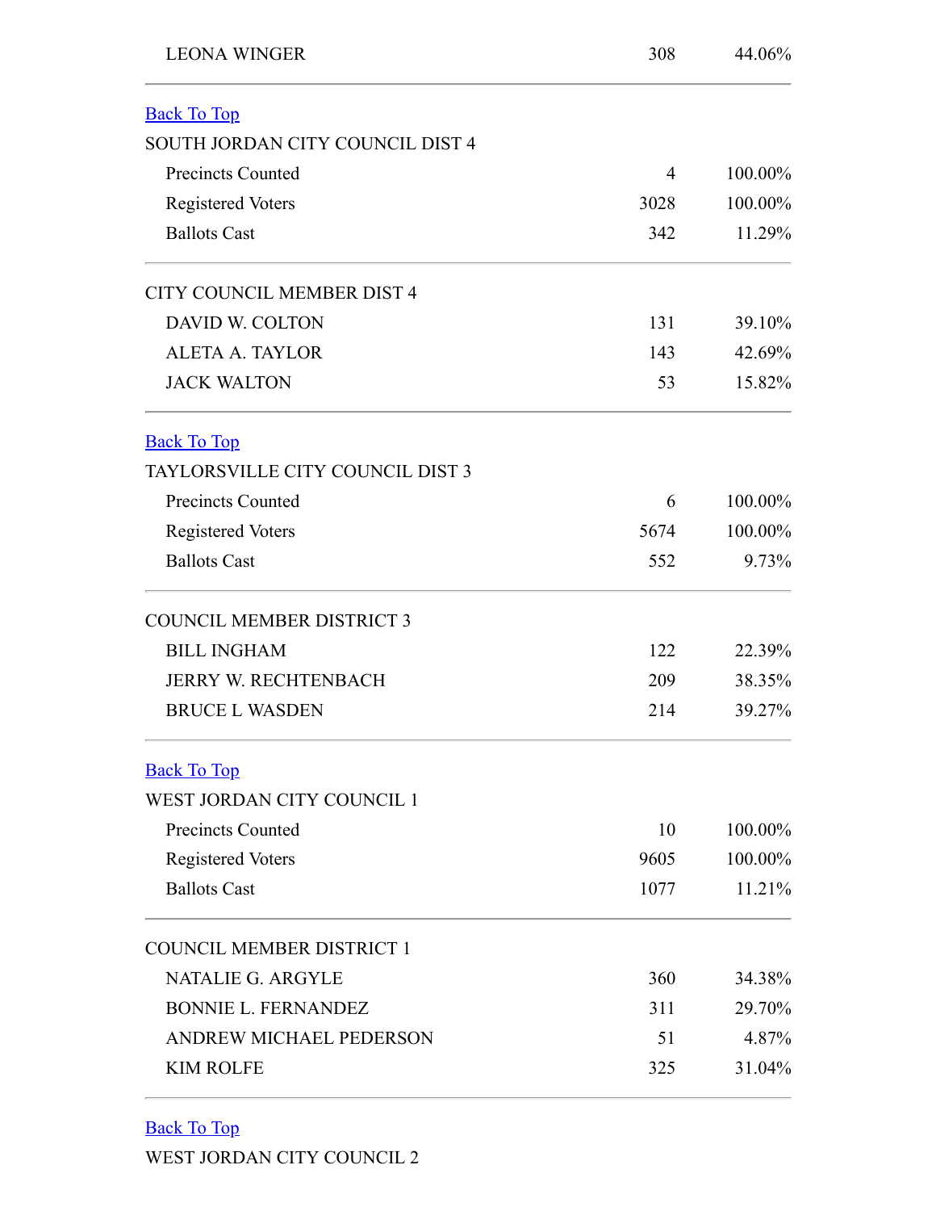| | | |
|---|---|---|
| LEONA WINGER | 308 | 44.06% |

[Back To Top]

SOUTH JORDAN CITY COUNCIL DIST 4

| | | |
|---|---|---|
| Precincts Counted | 4 | 100.00% |
| Registered Voters | 3028 | 100.00% |
| Ballots Cast | 342 | 11.29% |

CITY COUNCIL MEMBER DIST 4

| | | |
|---|---|---|
| DAVID W. COLTON | 131 | 39.10% |
| ALETA A. TAYLOR | 143 | 42.69% |
| JACK WALTON | 53 | 15.82% |

[Back To Top]

TAYLORSVILLE CITY COUNCIL DIST 3

| | | |
|---|---|---|
| Precincts Counted | 6 | 100.00% |
| Registered Voters | 5674 | 100.00% |
| Ballots Cast | 552 | 9.73% |

COUNCIL MEMBER DISTRICT 3

| | | |
|---|---|---|
| BILL INGHAM | 122 | 22.39% |
| JERRY W. RECHTENBACH | 209 | 38.35% |
| BRUCE L WASDEN | 214 | 39.27% |

[Back To Top]

WEST JORDAN CITY COUNCIL 1

| | | |
|---|---|---|
| Precincts Counted | 10 | 100.00% |
| Registered Voters | 9605 | 100.00% |
| Ballots Cast | 1077 | 11.21% |

COUNCIL MEMBER DISTRICT 1

| | | |
|---|---|---|
| NATALIE G. ARGYLE | 360 | 34.38% |
| BONNIE L. FERNANDEZ | 311 | 29.70% |
| ANDREW MICHAEL PEDERSON | 51 | 4.87% |
| KIM ROLFE | 325 | 31.04% |

[Back To Top]

WEST JORDAN CITY COUNCIL 2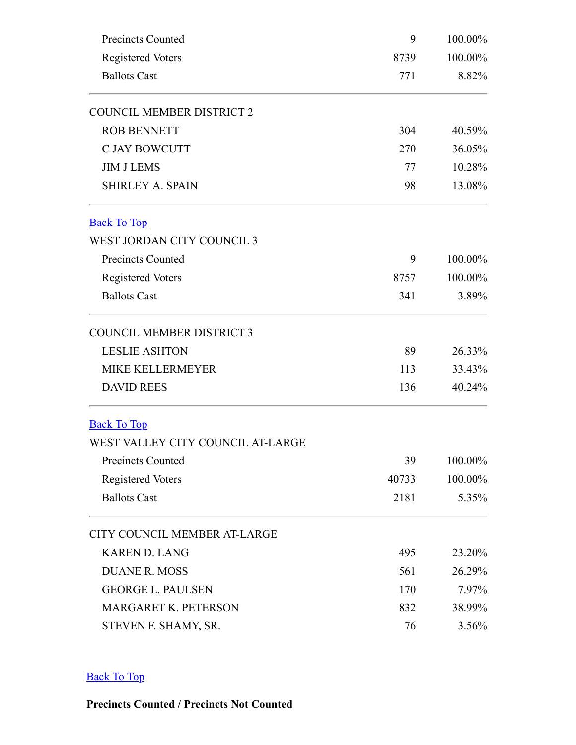| | | |
|---|---|---|
| Precincts Counted | 9 | 100.00% |
| Registered Voters | 8739 | 100.00% |
| Ballots Cast | 771 | 8.82% |

COUNCIL MEMBER DISTRICT 2

| | | |
|---|---|---|
| ROB BENNETT | 304 | 40.59% |
| C JAY BOWCUTT | 270 | 36.05% |
| JIM J LEMS | 77 | 10.28% |
| SHIRLEY A. SPAIN | 98 | 13.08% |

Back To Top

WEST JORDAN CITY COUNCIL 3

| | | |
|---|---|---|
| Precincts Counted | 9 | 100.00% |
| Registered Voters | 8757 | 100.00% |
| Ballots Cast | 341 | 3.89% |

COUNCIL MEMBER DISTRICT 3

| | | |
|---|---|---|
| LESLIE ASHTON | 89 | 26.33% |
| MIKE KELLERMEYER | 113 | 33.43% |
| DAVID REES | 136 | 40.24% |

Back To Top

WEST VALLEY CITY COUNCIL AT-LARGE

| | | |
|---|---|---|
| Precincts Counted | 39 | 100.00% |
| Registered Voters | 40733 | 100.00% |
| Ballots Cast | 2181 | 5.35% |

CITY COUNCIL MEMBER AT-LARGE

| | | |
|---|---|---|
| KAREN D. LANG | 495 | 23.20% |
| DUANE R. MOSS | 561 | 26.29% |
| GEORGE L. PAULSEN | 170 | 7.97% |
| MARGARET K. PETERSON | 832 | 38.99% |
| STEVEN F. SHAMY, SR. | 76 | 3.56% |

Back To Top

**Precincts Counted / Precincts Not Counted**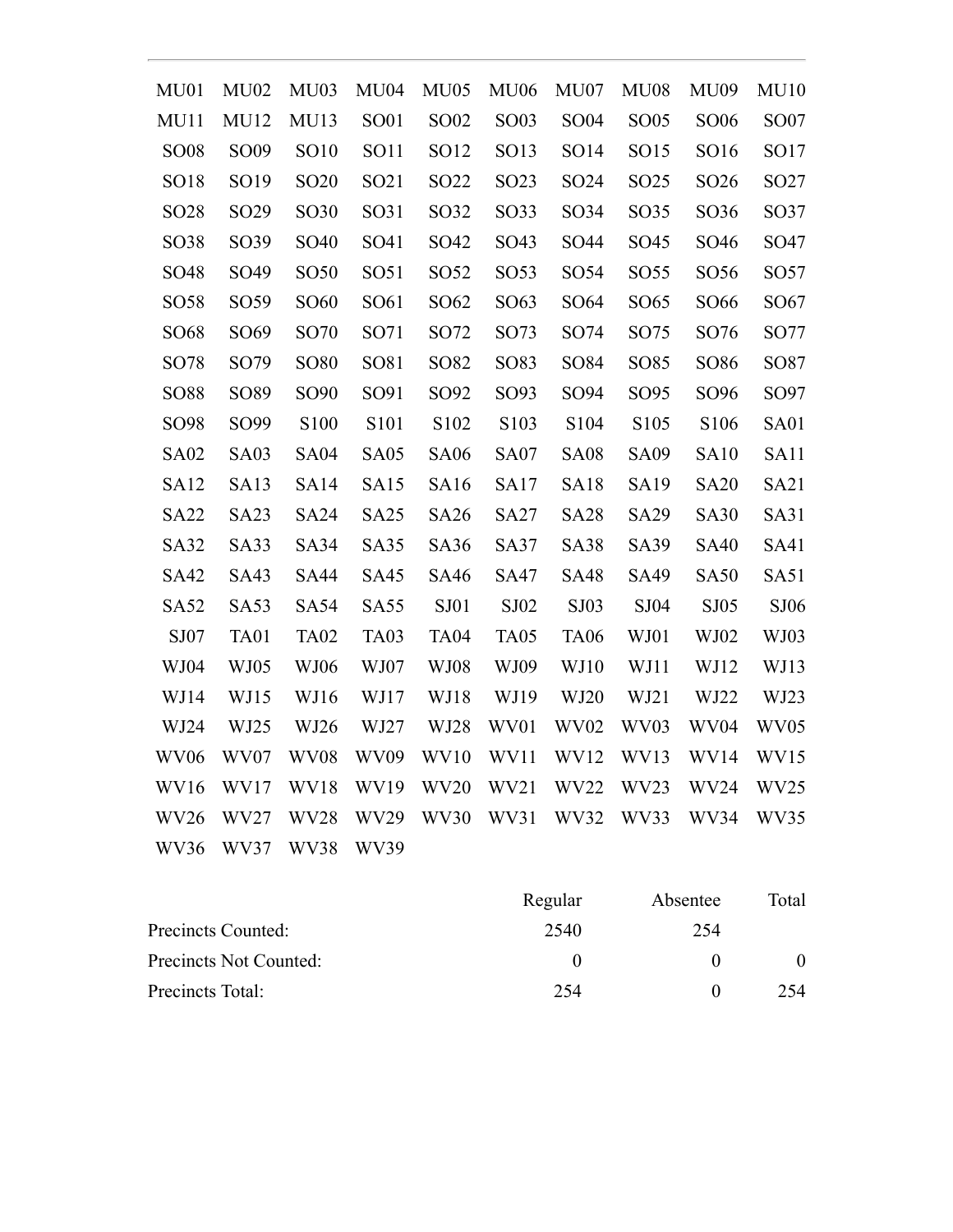| | | | | | | | | | |
|---|---|---|---|---|---|---|---|---|---|
| MU01 | MU02 | MU03 | MU04 | MU05 | MU06 | MU07 | MU08 | MU09 | MU10 |
| MU11 | MU12 | MU13 | SO01 | SO02 | SO03 | SO04 | SO05 | SO06 | SO07 |
| SO08 | SO09 | SO10 | SO11 | SO12 | SO13 | SO14 | SO15 | SO16 | SO17 |
| SO18 | SO19 | SO20 | SO21 | SO22 | SO23 | SO24 | SO25 | SO26 | SO27 |
| SO28 | SO29 | SO30 | SO31 | SO32 | SO33 | SO34 | SO35 | SO36 | SO37 |
| SO38 | SO39 | SO40 | SO41 | SO42 | SO43 | SO44 | SO45 | SO46 | SO47 |
| SO48 | SO49 | SO50 | SO51 | SO52 | SO53 | SO54 | SO55 | SO56 | SO57 |
| SO58 | SO59 | SO60 | SO61 | SO62 | SO63 | SO64 | SO65 | SO66 | SO67 |
| SO68 | SO69 | SO70 | SO71 | SO72 | SO73 | SO74 | SO75 | SO76 | SO77 |
| SO78 | SO79 | SO80 | SO81 | SO82 | SO83 | SO84 | SO85 | SO86 | SO87 |
| SO88 | SO89 | SO90 | SO91 | SO92 | SO93 | SO94 | SO95 | SO96 | SO97 |
| SO98 | SO99 | S100 | S101 | S102 | S103 | S104 | S105 | S106 | SA01 |
| SA02 | SA03 | SA04 | SA05 | SA06 | SA07 | SA08 | SA09 | SA10 | SA11 |
| SA12 | SA13 | SA14 | SA15 | SA16 | SA17 | SA18 | SA19 | SA20 | SA21 |
| SA22 | SA23 | SA24 | SA25 | SA26 | SA27 | SA28 | SA29 | SA30 | SA31 |
| SA32 | SA33 | SA34 | SA35 | SA36 | SA37 | SA38 | SA39 | SA40 | SA41 |
| SA42 | SA43 | SA44 | SA45 | SA46 | SA47 | SA48 | SA49 | SA50 | SA51 |
| SA52 | SA53 | SA54 | SA55 | SJ01 | SJ02 | SJ03 | SJ04 | SJ05 | SJ06 |
| SJ07 | TA01 | TA02 | TA03 | TA04 | TA05 | TA06 | WJ01 | WJ02 | WJ03 |
| WJ04 | WJ05 | WJ06 | WJ07 | WJ08 | WJ09 | WJ10 | WJ11 | WJ12 | WJ13 |
| WJ14 | WJ15 | WJ16 | WJ17 | WJ18 | WJ19 | WJ20 | WJ21 | WJ22 | WJ23 |
| WJ24 | WJ25 | WJ26 | WJ27 | WJ28 | WV01 | WV02 | WV03 | WV04 | WV05 |
| WV06 | WV07 | WV08 | WV09 | WV10 | WV11 | WV12 | WV13 | WV14 | WV15 |
| WV16 | WV17 | WV18 | WV19 | WV20 | WV21 | WV22 | WV23 | WV24 | WV25 |
| WV26 | WV27 | WV28 | WV29 | WV30 | WV31 | WV32 | WV33 | WV34 | WV35 |
| WV36 | WV37 | WV38 | WV39 | | | | | | |

| | Regular | Absentee | Total |
|---|---|---|---|
| Precincts Counted: | 2540 | 254 | |
| Precincts Not Counted: | 0 | 0 | 0 |
| Precincts Total: | 254 | 0 | 254 |